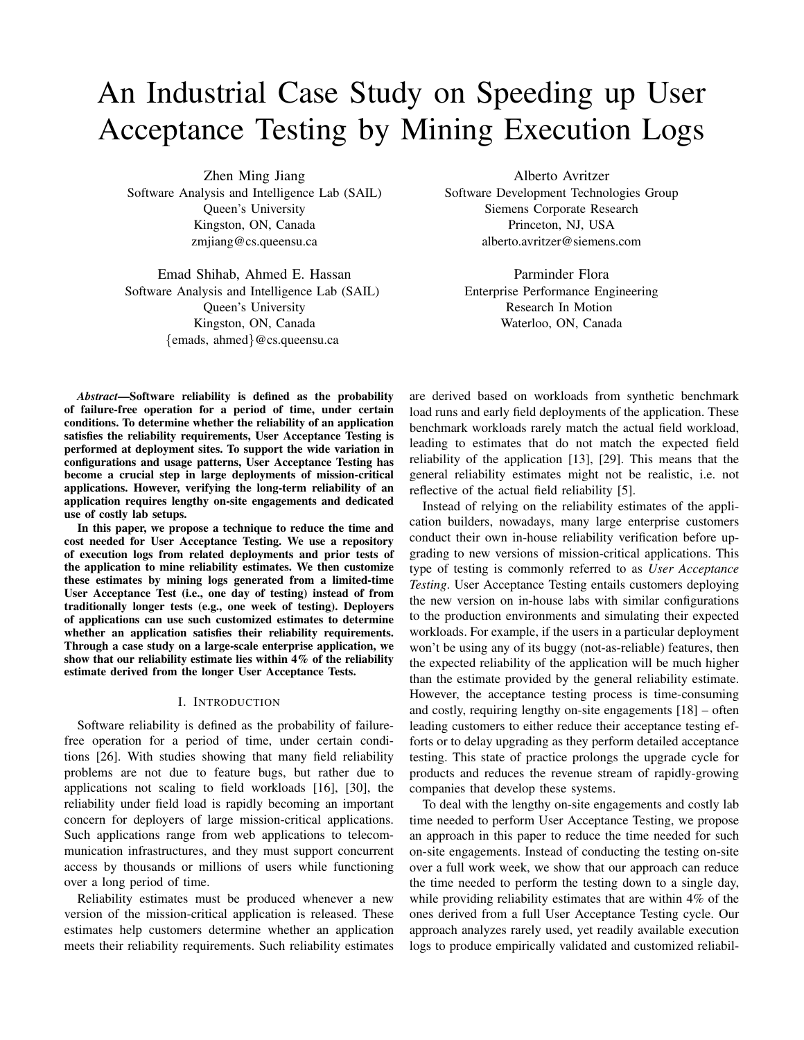# An Industrial Case Study on Speeding up User Acceptance Testing by Mining Execution Logs

Zhen Ming Jiang
Software Analysis and Intelligence Lab (SAIL)
Queen's University
Kingston, ON, Canada
zmjiang@cs.queensu.ca

Alberto Avritzer
Software Development Technologies Group
Siemens Corporate Research
Princeton, NJ, USA
alberto.avritzer@siemens.com

Emad Shihab, Ahmed E. Hassan
Software Analysis and Intelligence Lab (SAIL)
Queen's University
Kingston, ON, Canada
{emads, ahmed}@cs.queensu.ca

Parminder Flora
Enterprise Performance Engineering
Research In Motion
Waterloo, ON, Canada

***Abstract*—Software reliability is defined as the probability of failure-free operation for a period of time, under certain conditions. To determine whether the reliability of an application satisfies the reliability requirements, User Acceptance Testing is performed at deployment sites. To support the wide variation in configurations and usage patterns, User Acceptance Testing has become a crucial step in large deployments of mission-critical applications. However, verifying the long-term reliability of an application requires lengthy on-site engagements and dedicated use of costly lab setups.**

**In this paper, we propose a technique to reduce the time and cost needed for User Acceptance Testing. We use a repository of execution logs from related deployments and prior tests of the application to mine reliability estimates. We then customize these estimates by mining logs generated from a limited-time User Acceptance Test (i.e., one day of testing) instead of from traditionally longer tests (e.g., one week of testing). Deployers of applications can use such customized estimates to determine whether an application satisfies their reliability requirements. Through a case study on a large-scale enterprise application, we show that our reliability estimate lies within 4% of the reliability estimate derived from the longer User Acceptance Tests.**

## I. Introduction

Software reliability is defined as the probability of failure-free operation for a period of time, under certain conditions [26]. With studies showing that many field reliability problems are not due to feature bugs, but rather due to applications not scaling to field workloads [16], [30], the reliability under field load is rapidly becoming an important concern for deployers of large mission-critical applications. Such applications range from web applications to telecommunication infrastructures, and they must support concurrent access by thousands or millions of users while functioning over a long period of time.

Reliability estimates must be produced whenever a new version of the mission-critical application is released. These estimates help customers determine whether an application meets their reliability requirements. Such reliability estimates are derived based on workloads from synthetic benchmark load runs and early field deployments of the application. These benchmark workloads rarely match the actual field workload, leading to estimates that do not match the expected field reliability of the application [13], [29]. This means that the general reliability estimates might not be realistic, i.e. not reflective of the actual field reliability [5].

Instead of relying on the reliability estimates of the application builders, nowadays, many large enterprise customers conduct their own in-house reliability verification before upgrading to new versions of mission-critical applications. This type of testing is commonly referred to as *User Acceptance Testing*. User Acceptance Testing entails customers deploying the new version on in-house labs with similar configurations to the production environments and simulating their expected workloads. For example, if the users in a particular deployment won't be using any of its buggy (not-as-reliable) features, then the expected reliability of the application will be much higher than the estimate provided by the general reliability estimate. However, the acceptance testing process is time-consuming and costly, requiring lengthy on-site engagements [18] – often leading customers to either reduce their acceptance testing efforts or to delay upgrading as they perform detailed acceptance testing. This state of practice prolongs the upgrade cycle for products and reduces the revenue stream of rapidly-growing companies that develop these systems.

To deal with the lengthy on-site engagements and costly lab time needed to perform User Acceptance Testing, we propose an approach in this paper to reduce the time needed for such on-site engagements. Instead of conducting the testing on-site over a full work week, we show that our approach can reduce the time needed to perform the testing down to a single day, while providing reliability estimates that are within 4% of the ones derived from a full User Acceptance Testing cycle. Our approach analyzes rarely used, yet readily available execution logs to produce empirically validated and customized reliabil-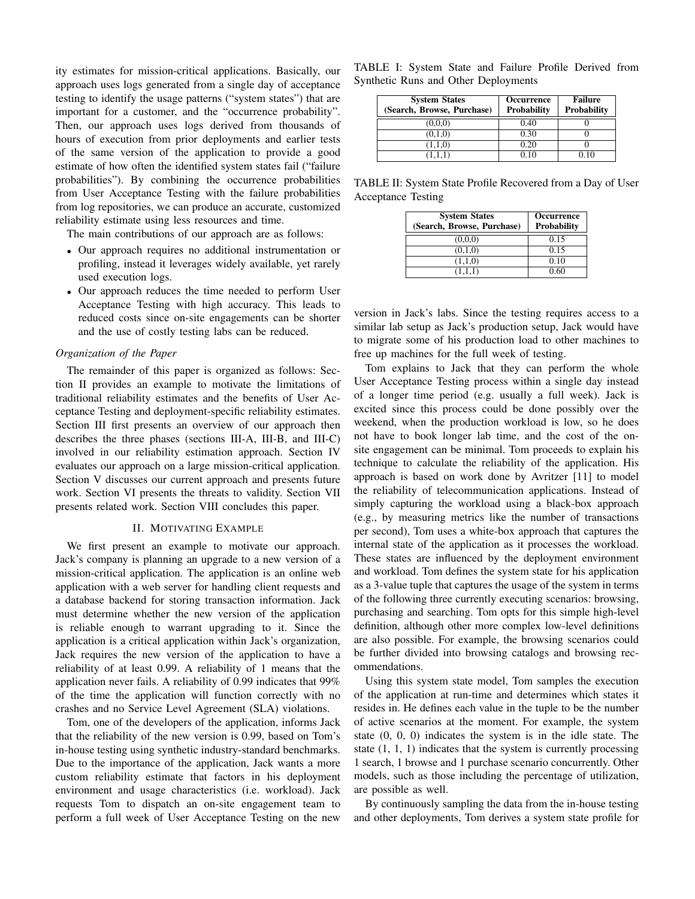ity estimates for mission-critical applications. Basically, our approach uses logs generated from a single day of acceptance testing to identify the usage patterns ("system states") that are important for a customer, and the "occurrence probability". Then, our approach uses logs derived from thousands of hours of execution from prior deployments and earlier tests of the same version of the application to provide a good estimate of how often the identified system states fail ("failure probabilities"). By combining the occurrence probabilities from User Acceptance Testing with the failure probabilities from log repositories, we can produce an accurate, customized reliability estimate using less resources and time.

The main contributions of our approach are as follows:

- Our approach requires no additional instrumentation or profiling, instead it leverages widely available, yet rarely used execution logs.
- Our approach reduces the time needed to perform User Acceptance Testing with high accuracy. This leads to reduced costs since on-site engagements can be shorter and the use of costly testing labs can be reduced.

*Organization of the Paper*

The remainder of this paper is organized as follows: Section II provides an example to motivate the limitations of traditional reliability estimates and the benefits of User Acceptance Testing and deployment-specific reliability estimates. Section III first presents an overview of our approach then describes the three phases (sections III-A, III-B, and III-C) involved in our reliability estimation approach. Section IV evaluates our approach on a large mission-critical application. Section V discusses our current approach and presents future work. Section VI presents the threats to validity. Section VII presents related work. Section VIII concludes this paper.

## II. Motivating Example

We first present an example to motivate our approach. Jack's company is planning an upgrade to a new version of a mission-critical application. The application is an online web application with a web server for handling client requests and a database backend for storing transaction information. Jack must determine whether the new version of the application is reliable enough to warrant upgrading to it. Since the application is a critical application within Jack's organization, Jack requires the new version of the application to have a reliability of at least 0.99. A reliability of 1 means that the application never fails. A reliability of 0.99 indicates that 99% of the time the application will function correctly with no crashes and no Service Level Agreement (SLA) violations.

Tom, one of the developers of the application, informs Jack that the reliability of the new version is 0.99, based on Tom's in-house testing using synthetic industry-standard benchmarks. Due to the importance of the application, Jack wants a more custom reliability estimate that factors in his deployment environment and usage characteristics (i.e. workload). Jack requests Tom to dispatch an on-site engagement team to perform a full week of User Acceptance Testing on the new version in Jack's labs. Since the testing requires access to a similar lab setup as Jack's production setup, Jack would have to migrate some of his production load to other machines to free up machines for the full week of testing.

TABLE I: System State and Failure Profile Derived from Synthetic Runs and Other Deployments

| System States (Search, Browse, Purchase) | Occurrence Probability | Failure Probability |
|---|---|---|
| (0,0,0) | 0.40 | 0 |
| (0,1,0) | 0.30 | 0 |
| (1,1,0) | 0.20 | 0 |
| (1,1,1) | 0.10 | 0.10 |

TABLE II: System State Profile Recovered from a Day of User Acceptance Testing

| System States (Search, Browse, Purchase) | Occurrence Probability |
|---|---|
| (0,0,0) | 0.15 |
| (0,1,0) | 0.15 |
| (1,1,0) | 0.10 |
| (1,1,1) | 0.60 |

Tom explains to Jack that they can perform the whole User Acceptance Testing process within a single day instead of a longer time period (e.g. usually a full week). Jack is excited since this process could be done possibly over the weekend, when the production workload is low, so he does not have to book longer lab time, and the cost of the on-site engagement can be minimal. Tom proceeds to explain his technique to calculate the reliability of the application. His approach is based on work done by Avritzer [11] to model the reliability of telecommunication applications. Instead of simply capturing the workload using a black-box approach (e.g., by measuring metrics like the number of transactions per second), Tom uses a white-box approach that captures the internal state of the application as it processes the workload. These states are influenced by the deployment environment and workload. Tom defines the system state for his application as a 3-value tuple that captures the usage of the system in terms of the following three currently executing scenarios: browsing, purchasing and searching. Tom opts for this simple high-level definition, although other more complex low-level definitions are also possible. For example, the browsing scenarios could be further divided into browsing catalogs and browsing recommendations.

Using this system state model, Tom samples the execution of the application at run-time and determines which states it resides in. He defines each value in the tuple to be the number of active scenarios at the moment. For example, the system state (0, 0, 0) indicates the system is in the idle state. The state (1, 1, 1) indicates that the system is currently processing 1 search, 1 browse and 1 purchase scenario concurrently. Other models, such as those including the percentage of utilization, are possible as well.

By continuously sampling the data from the in-house testing and other deployments, Tom derives a system state profile for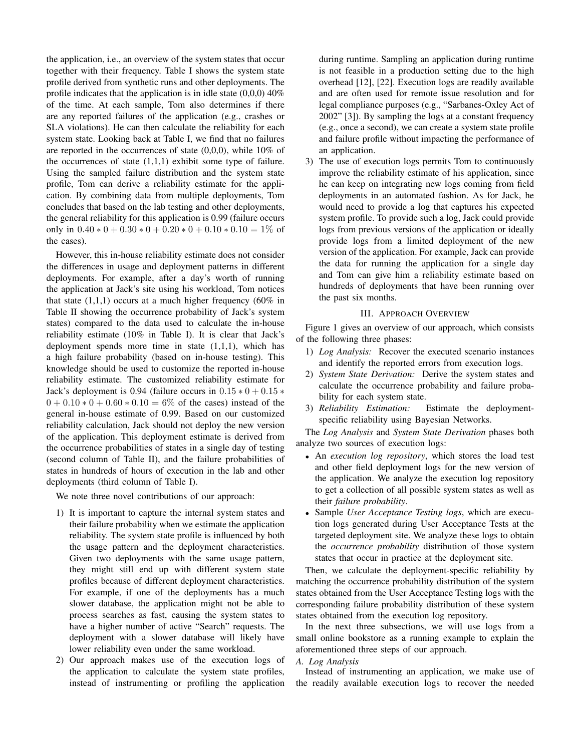the application, i.e., an overview of the system states that occur together with their frequency. Table I shows the system state profile derived from synthetic runs and other deployments. The profile indicates that the application is in idle state (0,0,0) 40% of the time. At each sample, Tom also determines if there are any reported failures of the application (e.g., crashes or SLA violations). He can then calculate the reliability for each system state. Looking back at Table I, we find that no failures are reported in the occurrences of state (0,0,0), while 10% of the occurrences of state (1,1,1) exhibit some type of failure. Using the sampled failure distribution and the system state profile, Tom can derive a reliability estimate for the application. By combining data from multiple deployments, Tom concludes that based on the lab testing and other deployments, the general reliability for this application is 0.99 (failure occurs only in $0.40*0+0.30*0+0.20*0+0.10*0.10 = 1\%$ of the cases).

However, this in-house reliability estimate does not consider the differences in usage and deployment patterns in different deployments. For example, after a day's worth of running the application at Jack's site using his workload, Tom notices that state (1,1,1) occurs at a much higher frequency (60% in Table II showing the occurrence probability of Jack's system states) compared to the data used to calculate the in-house reliability estimate (10% in Table I). It is clear that Jack's deployment spends more time in state (1,1,1), which has a high failure probability (based on in-house testing). This knowledge should be used to customize the reported in-house reliability estimate. The customized reliability estimate for Jack's deployment is 0.94 (failure occurs in $0.15*0+0.15*0+0.10*0+0.60*0.10 = 6\%$ of the cases) instead of the general in-house estimate of 0.99. Based on our customized reliability calculation, Jack should not deploy the new version of the application. This deployment estimate is derived from the occurrence probabilities of states in a single day of testing (second column of Table II), and the failure probabilities of states in hundreds of hours of execution in the lab and other deployments (third column of Table I).

We note three novel contributions of our approach:

1) It is important to capture the internal system states and their failure probability when we estimate the application reliability. The system state profile is influenced by both the usage pattern and the deployment characteristics. Given two deployments with the same usage pattern, they might still end up with different system state profiles because of different deployment characteristics. For example, if one of the deployments has a much slower database, the application might not be able to process searches as fast, causing the system states to have a higher number of active "Search" requests. The deployment with a slower database will likely have lower reliability even under the same workload.
2) Our approach makes use of the execution logs of the application to calculate the system state profiles, instead of instrumenting or profiling the application during runtime. Sampling an application during runtime is not feasible in a production setting due to the high overhead [12], [22]. Execution logs are readily available and are often used for remote issue resolution and for legal compliance purposes (e.g., "Sarbanes-Oxley Act of 2002" [3]). By sampling the logs at a constant frequency (e.g., once a second), we can create a system state profile and failure profile without impacting the performance of an application.
3) The use of execution logs permits Tom to continuously improve the reliability estimate of his application, since he can keep on integrating new logs coming from field deployments in an automated fashion. As for Jack, he would need to provide a log that captures his expected system profile. To provide such a log, Jack could provide logs from previous versions of the application or ideally provide logs from a limited deployment of the new version of the application. For example, Jack can provide the data for running the application for a single day and Tom can give him a reliability estimate based on hundreds of deployments that have been running over the past six months.

## III. Approach Overview

Figure 1 gives an overview of our approach, which consists of the following three phases:

1) *Log Analysis:* Recover the executed scenario instances and identify the reported errors from execution logs.
2) *System State Derivation:* Derive the system states and calculate the occurrence probability and failure probability for each system state.
3) *Reliability Estimation:* Estimate the deployment-specific reliability using Bayesian Networks.

The *Log Analysis* and *System State Derivation* phases both analyze two sources of execution logs:

- An *execution log repository*, which stores the load test and other field deployment logs for the new version of the application. We analyze the execution log repository to get a collection of all possible system states as well as their *failure probability*.
- Sample *User Acceptance Testing logs*, which are execution logs generated during User Acceptance Tests at the targeted deployment site. We analyze these logs to obtain the *occurrence probability* distribution of those system states that occur in practice at the deployment site.

Then, we calculate the deployment-specific reliability by matching the occurrence probability distribution of the system states obtained from the User Acceptance Testing logs with the corresponding failure probability distribution of these system states obtained from the execution log repository.

In the next three subsections, we will use logs from a small online bookstore as a running example to explain the aforementioned three steps of our approach.

### A. Log Analysis

Instead of instrumenting an application, we make use of the readily available execution logs to recover the needed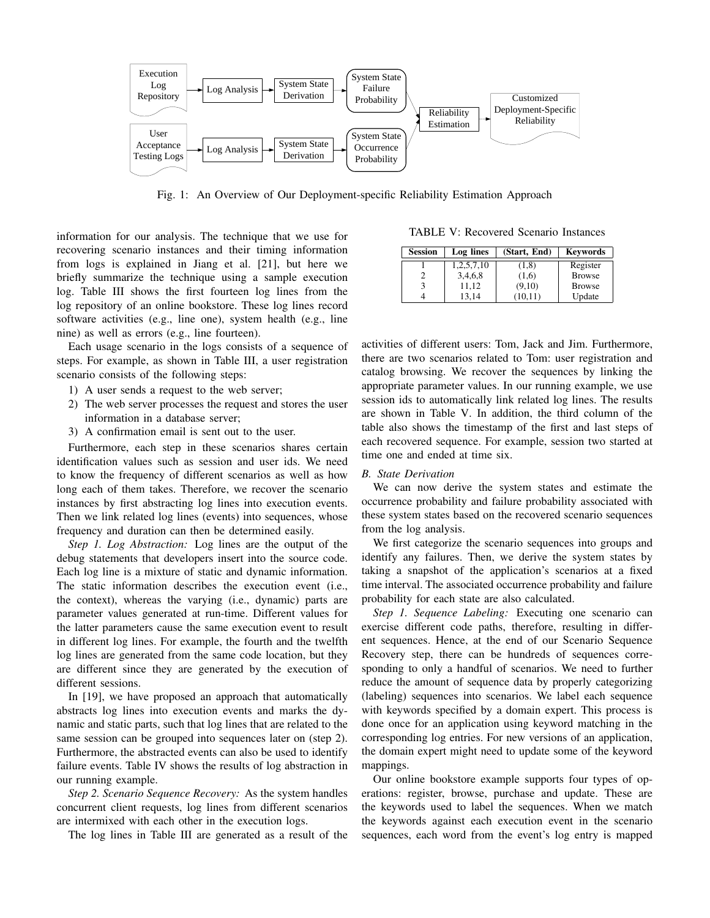Execution Log Repository

Log Analysis

System State Derivation

System State Failure Probability

User Acceptance Testing Logs

Log Analysis

System State Derivation

System State Occurrence Probability

Reliability Estimation

Customized Deployment-Specific Reliability

Fig. 1: An Overview of Our Deployment-specific Reliability Estimation Approach

information for our analysis. The technique that we use for recovering scenario instances and their timing information from logs is explained in Jiang et al. [21], but here we briefly summarize the technique using a sample execution log. Table III shows the first fourteen log lines from the log repository of an online bookstore. These log lines record software activities (e.g., line one), system health (e.g., line nine) as well as errors (e.g., line fourteen).

Each usage scenario in the logs consists of a sequence of steps. For example, as shown in Table III, a user registration scenario consists of the following steps:

1) A user sends a request to the web server;
2) The web server processes the request and stores the user information in a database server;
3) A confirmation email is sent out to the user.

Furthermore, each step in these scenarios shares certain identification values such as session and user ids. We need to know the frequency of different scenarios as well as how long each of them takes. Therefore, we recover the scenario instances by first abstracting log lines into execution events. Then we link related log lines (events) into sequences, whose frequency and duration can then be determined easily.

*Step 1. Log Abstraction:* Log lines are the output of the debug statements that developers insert into the source code. Each log line is a mixture of static and dynamic information. The static information describes the execution event (i.e., the context), whereas the varying (i.e., dynamic) parts are parameter values generated at run-time. Different values for the latter parameters cause the same execution event to result in different log lines. For example, the fourth and the twelfth log lines are generated from the same code location, but they are different since they are generated by the execution of different sessions.

In [19], we have proposed an approach that automatically abstracts log lines into execution events and marks the dynamic and static parts, such that log lines that are related to the same session can be grouped into sequences later on (step 2). Furthermore, the abstracted events can also be used to identify failure events. Table IV shows the results of log abstraction in our running example.

*Step 2. Scenario Sequence Recovery:* As the system handles concurrent client requests, log lines from different scenarios are intermixed with each other in the execution logs.

The log lines in Table III are generated as a result of the activities of different users: Tom, Jack and Jim. Furthermore, there are two scenarios related to Tom: user registration and catalog browsing. We recover the sequences by linking the appropriate parameter values. In our running example, we use session ids to automatically link related log lines. The results are shown in Table V. In addition, the third column of the table also shows the timestamp of the first and last steps of each recovered sequence. For example, session two started at time one and ended at time six.

TABLE V: Recovered Scenario Instances

| Session | Log lines | (Start, End) | Keywords |
|---|---|---|---|
| 1 | 1,2,5,7,10 | (1,8) | Register |
| 2 | 3,4,6,8 | (1,6) | Browse |
| 3 | 11,12 | (9,10) | Browse |
| 4 | 13,14 | (10,11) | Update |

### B. State Derivation

We can now derive the system states and estimate the occurrence probability and failure probability associated with these system states based on the recovered scenario sequences from the log analysis.

We first categorize the scenario sequences into groups and identify any failures. Then, we derive the system states by taking a snapshot of the application's scenarios at a fixed time interval. The associated occurrence probability and failure probability for each state are also calculated.

*Step 1. Sequence Labeling:* Executing one scenario can exercise different code paths, therefore, resulting in different sequences. Hence, at the end of our Scenario Sequence Recovery step, there can be hundreds of sequences corresponding to only a handful of scenarios. We need to further reduce the amount of sequence data by properly categorizing (labeling) sequences into scenarios. We label each sequence with keywords specified by a domain expert. This process is done once for an application using keyword matching in the corresponding log entries. For new versions of an application, the domain expert might need to update some of the keyword mappings.

Our online bookstore example supports four types of operations: register, browse, purchase and update. These are the keywords used to label the sequences. When we match the keywords against each execution event in the scenario sequences, each word from the event's log entry is mapped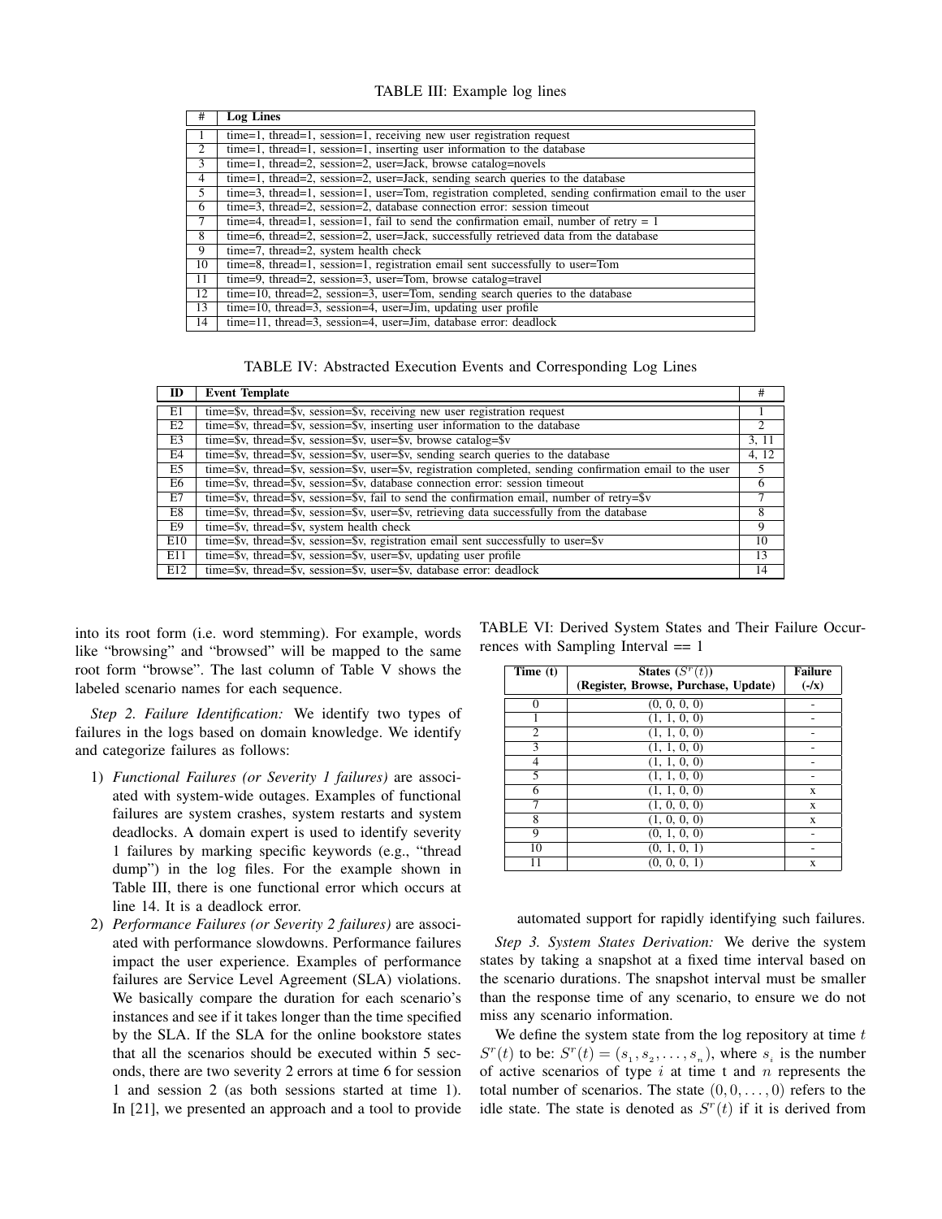TABLE III: Example log lines

| # | Log Lines |
|---|---|
| 1 | time=1, thread=1, session=1, receiving new user registration request |
| 2 | time=1, thread=1, session=1, inserting user information to the database |
| 3 | time=1, thread=2, session=2, user=Jack, browse catalog=novels |
| 4 | time=1, thread=2, session=2, user=Jack, sending search queries to the database |
| 5 | time=3, thread=1, session=1, user=Tom, registration completed, sending confirmation email to the user |
| 6 | time=3, thread=2, session=2, database connection error: session timeout |
| 7 | time=4, thread=1, session=1, fail to send the confirmation email, number of retry = 1 |
| 8 | time=6, thread=2, session=2, user=Jack, successfully retrieved data from the database |
| 9 | time=7, thread=2, system health check |
| 10 | time=8, thread=1, session=1, registration email sent successfully to user=Tom |
| 11 | time=9, thread=2, session=3, user=Tom, browse catalog=travel |
| 12 | time=10, thread=2, session=3, user=Tom, sending search queries to the database |
| 13 | time=10, thread=3, session=4, user=Jim, updating user profile |
| 14 | time=11, thread=3, session=4, user=Jim, database error: deadlock |

TABLE IV: Abstracted Execution Events and Corresponding Log Lines

| ID | Event Template | # |
|---|---|---|
| E1 | time=$v, thread=$v, session=$v, receiving new user registration request | 1 |
| E2 | time=$v, thread=$v, session=$v, inserting user information to the database | 2 |
| E3 | time=$v, thread=$v, session=$v, user=$v, browse catalog=$v | 3, 11 |
| E4 | time=$v, thread=$v, session=$v, user=$v, sending search queries to the database | 4, 12 |
| E5 | time=$v, thread=$v, session=$v, user=$v, registration completed, sending confirmation email to the user | 5 |
| E6 | time=$v, thread=$v, session=$v, database connection error: session timeout | 6 |
| E7 | time=$v, thread=$v, session=$v, fail to send the confirmation email, number of retry=$v | 7 |
| E8 | time=$v, thread=$v, session=$v, user=$v, retrieving data successfully from the database | 8 |
| E9 | time=$v, thread=$v, system health check | 9 |
| E10 | time=$v, thread=$v, session=$v, registration email sent successfully to user=$v | 10 |
| E11 | time=$v, thread=$v, session=$v, user=$v, updating user profile | 13 |
| E12 | time=$v, thread=$v, session=$v, user=$v, database error: deadlock | 14 |

into its root form (i.e. word stemming). For example, words like "browsing" and "browsed" will be mapped to the same root form "browse". The last column of Table V shows the labeled scenario names for each sequence.

*Step 2. Failure Identification:* We identify two types of failures in the logs based on domain knowledge. We identify and categorize failures as follows:

1) *Functional Failures (or Severity 1 failures)* are associated with system-wide outages. Examples of functional failures are system crashes, system restarts and system deadlocks. A domain expert is used to identify severity 1 failures by marking specific keywords (e.g., "thread dump") in the log files. For the example shown in Table III, there is one functional error which occurs at line 14. It is a deadlock error.
2) *Performance Failures (or Severity 2 failures)* are associated with performance slowdowns. Performance failures impact the user experience. Examples of performance failures are Service Level Agreement (SLA) violations. We basically compare the duration for each scenario's instances and see if it takes longer than the time specified by the SLA. If the SLA for the online bookstore states that all the scenarios should be executed within 5 seconds, there are two severity 2 errors at time 6 for session 1 and session 2 (as both sessions started at time 1). In [21], we presented an approach and a tool to provide automated support for rapidly identifying such failures.

TABLE VI: Derived System States and Their Failure Occurrences with Sampling Interval == 1

| Time (t) | States ($S^r(t)$) (Register, Browse, Purchase, Update) | Failure (-/x) |
|---|---|---|
| 0 | (0, 0, 0, 0) | - |
| 1 | (1, 1, 0, 0) | - |
| 2 | (1, 1, 0, 0) | - |
| 3 | (1, 1, 0, 0) | - |
| 4 | (1, 1, 0, 0) | - |
| 5 | (1, 1, 0, 0) | - |
| 6 | (1, 1, 0, 0) | x |
| 7 | (1, 0, 0, 0) | x |
| 8 | (1, 0, 0, 0) | x |
| 9 | (0, 1, 0, 0) | - |
| 10 | (0, 1, 0, 1) | - |
| 11 | (0, 0, 0, 1) | x |

*Step 3. System States Derivation:* We derive the system states by taking a snapshot at a fixed time interval based on the scenario durations. The snapshot interval must be smaller than the response time of any scenario, to ensure we do not miss any scenario information.

We define the system state from the log repository at time $t$ $S^r(t)$ to be: $S^r(t) = (s_1, s_2, \ldots, s_n)$, where $s_i$ is the number of active scenarios of type $i$ at time t and $n$ represents the total number of scenarios. The state $(0, 0, \ldots, 0)$ refers to the idle state. The state is denoted as $S^r(t)$ if it is derived from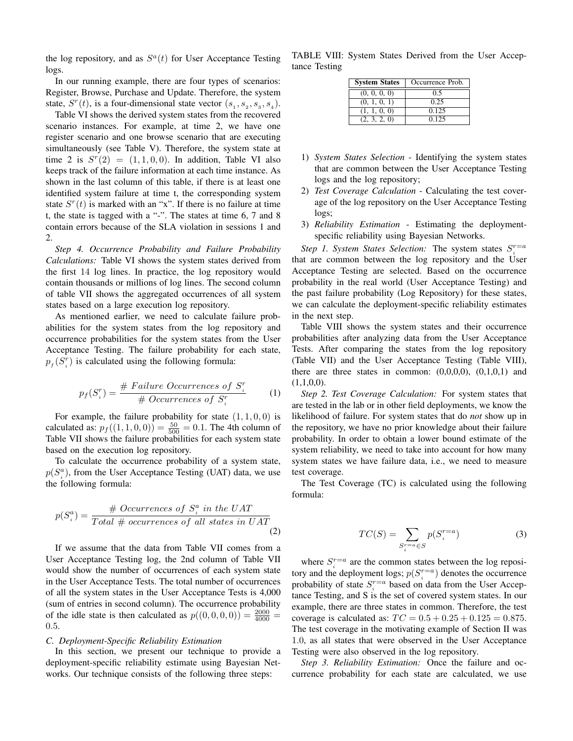the log repository, and as $S^a(t)$ for User Acceptance Testing logs.

In our running example, there are four types of scenarios: Register, Browse, Purchase and Update. Therefore, the system state, $S^r(t)$, is a four-dimensional state vector $(s_1, s_2, s_3, s_4)$.

Table VI shows the derived system states from the recovered scenario instances. For example, at time 2, we have one register scenario and one browse scenario that are executing simultaneously (see Table V). Therefore, the system state at time 2 is $S^r(2) = (1, 1, 0, 0)$. In addition, Table VI also keeps track of the failure information at each time instance. As shown in the last column of this table, if there is at least one identified system failure at time t, the corresponding system state $S^r(t)$ is marked with an "x". If there is no failure at time t, the state is tagged with a "-". The states at time 6, 7 and 8 contain errors because of the SLA violation in sessions 1 and 2.

*Step 4. Occurrence Probability and Failure Probability Calculations:* Table VI shows the system states derived from the first 14 log lines. In practice, the log repository would contain thousands or millions of log lines. The second column of table VII shows the aggregated occurrences of all system states based on a large execution log repository.

As mentioned earlier, we need to calculate failure probabilities for the system states from the log repository and occurrence probabilities for the system states from the User Acceptance Testing. The failure probability for each state, $p_f(S^r_i)$ is calculated using the following formula:

$$p_f(S^r_i) = \frac{\#\ Failure\ Occurrences\ of\ S^r_i}{\#\ Occurrences\ of\ S^r_i} \qquad (1)$$

For example, the failure probability for state $(1, 1, 0, 0)$ is calculated as: $p_f((1, 1, 0, 0)) = \frac{50}{500} = 0.1$. The 4th column of Table VII shows the failure probabilities for each system state based on the execution log repository.

To calculate the occurrence probability of a system state, $p(S^a_i)$, from the User Acceptance Testing (UAT) data, we use the following formula:

$$p(S^a_i) = \frac{\#\ Occurrences\ of\ S^a_i\ in\ the\ UAT}{Total\ \#\ occurrences\ of\ all\ states\ in\ UAT} \qquad (2)$$

If we assume that the data from Table VII comes from a User Acceptance Testing log, the 2nd column of Table VII would show the number of occurrences of each system state in the User Acceptance Tests. The total number of occurrences of all the system states in the User Acceptance Tests is 4,000 (sum of entries in second column). The occurrence probability of the idle state is then calculated as $p((0, 0, 0, 0)) = \frac{2000}{4000} = 0.5$.

### C. Deployment-Specific Reliability Estimation

In this section, we present our technique to provide a deployment-specific reliability estimate using Bayesian Networks. Our technique consists of the following three steps:

TABLE VIII: System States Derived from the User Acceptance Testing

| System States | Occurrence Prob. |
|---|---|
| (0, 0, 0, 0) | 0.5 |
| (0, 1, 0, 1) | 0.25 |
| (1, 1, 0, 0) | 0.125 |
| (2, 3, 2, 0) | 0.125 |

1) *System States Selection* - Identifying the system states that are common between the User Acceptance Testing logs and the log repository;
2) *Test Coverage Calculation* - Calculating the test coverage of the log repository on the User Acceptance Testing logs;
3) *Reliability Estimation* - Estimating the deployment-specific reliability using Bayesian Networks.

*Step 1. System States Selection:* The system states $S^{r=a}_i$ that are common between the log repository and the User Acceptance Testing are selected. Based on the occurrence probability in the real world (User Acceptance Testing) and the past failure probability (Log Repository) for these states, we can calculate the deployment-specific reliability estimates in the next step.

Table VIII shows the system states and their occurrence probabilities after analyzing data from the User Acceptance Tests. After comparing the states from the log repository (Table VII) and the User Acceptance Testing (Table VIII), there are three states in common: (0,0,0,0), (0,1,0,1) and (1,1,0,0).

*Step 2. Test Coverage Calculation:* For system states that are tested in the lab or in other field deployments, we know the likelihood of failure. For system states that do *not* show up in the repository, we have no prior knowledge about their failure probability. In order to obtain a lower bound estimate of the system reliability, we need to take into account for how many system states we have failure data, i.e., we need to measure test coverage.

The Test Coverage (TC) is calculated using the following formula:

$$TC(S) = \sum_{S^{r=a}_i \in S} p(S^{r=a}_i) \qquad (3)$$

where $S^{r=a}_i$ are the common states between the log repository and the deployment logs; $p(S^{r=a}_i)$ denotes the occurrence probability of state $S^{r=a}_i$ based on data from the User Acceptance Testing, and S is the set of covered system states. In our example, there are three states in common. Therefore, the test coverage is calculated as: $TC = 0.5 + 0.25 + 0.125 = 0.875$. The test coverage in the motivating example of Section II was 1.0, as all states that were observed in the User Acceptance Testing were also observed in the log repository.

*Step 3. Reliability Estimation:* Once the failure and occurrence probability for each state are calculated, we use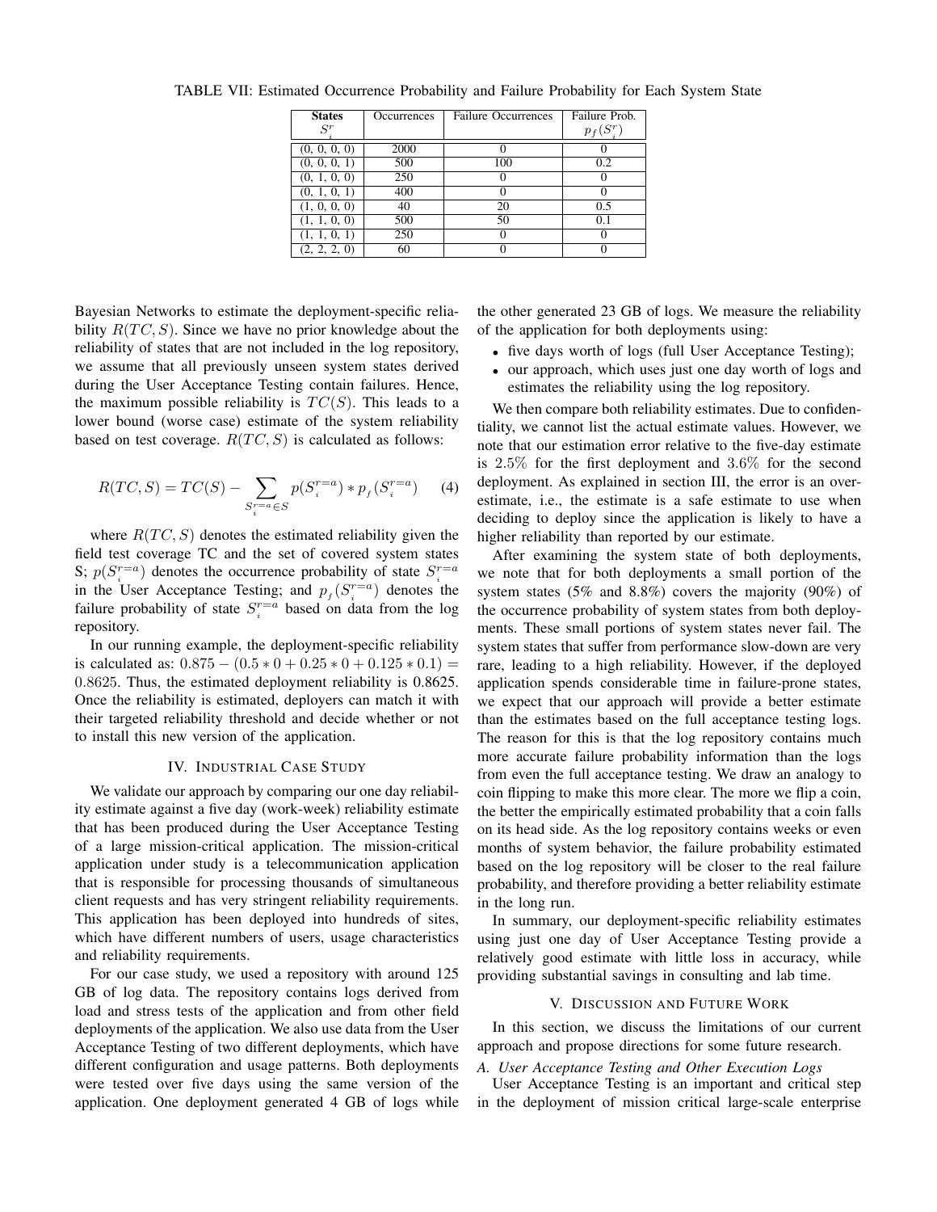TABLE VII: Estimated Occurrence Probability and Failure Probability for Each System State

| States $S_i^r$ | Occurrences | Failure Occurrences | Failure Prob. $p_f(S_i^r)$ |
|---|---|---|---|
| (0, 0, 0, 0) | 2000 | 0 | 0 |
| (0, 0, 0, 1) | 500 | 100 | 0.2 |
| (0, 1, 0, 0) | 250 | 0 | 0 |
| (0, 1, 0, 1) | 400 | 0 | 0 |
| (1, 0, 0, 0) | 40 | 20 | 0.5 |
| (1, 1, 0, 0) | 500 | 50 | 0.1 |
| (1, 1, 0, 1) | 250 | 0 | 0 |
| (2, 2, 2, 0) | 60 | 0 | 0 |

Bayesian Networks to estimate the deployment-specific reliability $R(TC, S)$. Since we have no prior knowledge about the reliability of states that are not included in the log repository, we assume that all previously unseen system states derived during the User Acceptance Testing contain failures. Hence, the maximum possible reliability is $TC(S)$. This leads to a lower bound (worse case) estimate of the system reliability based on test coverage. $R(TC, S)$ is calculated as follows:

$$R(TC, S) = TC(S) - \sum_{S_i^{r=a} \in S} p(S_i^{r=a}) * p_f(S_i^{r=a}) \quad (4)$$

where $R(TC, S)$ denotes the estimated reliability given the field test coverage TC and the set of covered system states S; $p(S_i^{r=a})$ denotes the occurrence probability of state $S_i^{r=a}$ in the User Acceptance Testing; and $p_f(S_i^{r=a})$ denotes the failure probability of state $S_i^{r=a}$ based on data from the log repository.

In our running example, the deployment-specific reliability is calculated as: $0.875 - (0.5 * 0 + 0.25 * 0 + 0.125 * 0.1) = 0.8625$. Thus, the estimated deployment reliability is 0.8625. Once the reliability is estimated, deployers can match it with their targeted reliability threshold and decide whether or not to install this new version of the application.

## IV. Industrial Case Study

We validate our approach by comparing our one day reliability estimate against a five day (work-week) reliability estimate that has been produced during the User Acceptance Testing of a large mission-critical application. The mission-critical application under study is a telecommunication application that is responsible for processing thousands of simultaneous client requests and has very stringent reliability requirements. This application has been deployed into hundreds of sites, which have different numbers of users, usage characteristics and reliability requirements.

For our case study, we used a repository with around 125 GB of log data. The repository contains logs derived from load and stress tests of the application and from other field deployments of the application. We also use data from the User Acceptance Testing of two different deployments, which have different configuration and usage patterns. Both deployments were tested over five days using the same version of the application. One deployment generated 4 GB of logs while the other generated 23 GB of logs. We measure the reliability of the application for both deployments using:

- five days worth of logs (full User Acceptance Testing);
- our approach, which uses just one day worth of logs and estimates the reliability using the log repository.

We then compare both reliability estimates. Due to confidentiality, we cannot list the actual estimate values. However, we note that our estimation error relative to the five-day estimate is $2.5\%$ for the first deployment and $3.6\%$ for the second deployment. As explained in section III, the error is an over-estimate, i.e., the estimate is a safe estimate to use when deciding to deploy since the application is likely to have a higher reliability than reported by our estimate.

After examining the system state of both deployments, we note that for both deployments a small portion of the system states (5% and 8.8%) covers the majority (90%) of the occurrence probability of system states from both deployments. These small portions of system states never fail. The system states that suffer from performance slow-down are very rare, leading to a high reliability. However, if the deployed application spends considerable time in failure-prone states, we expect that our approach will provide a better estimate than the estimates based on the full acceptance testing logs. The reason for this is that the log repository contains much more accurate failure probability information than the logs from even the full acceptance testing. We draw an analogy to coin flipping to make this more clear. The more we flip a coin, the better the empirically estimated probability that a coin falls on its head side. As the log repository contains weeks or even months of system behavior, the failure probability estimated based on the log repository will be closer to the real failure probability, and therefore providing a better reliability estimate in the long run.

In summary, our deployment-specific reliability estimates using just one day of User Acceptance Testing provide a relatively good estimate with little loss in accuracy, while providing substantial savings in consulting and lab time.

## V. Discussion and Future Work

In this section, we discuss the limitations of our current approach and propose directions for some future research.

### A. User Acceptance Testing and Other Execution Logs

User Acceptance Testing is an important and critical step in the deployment of mission critical large-scale enterprise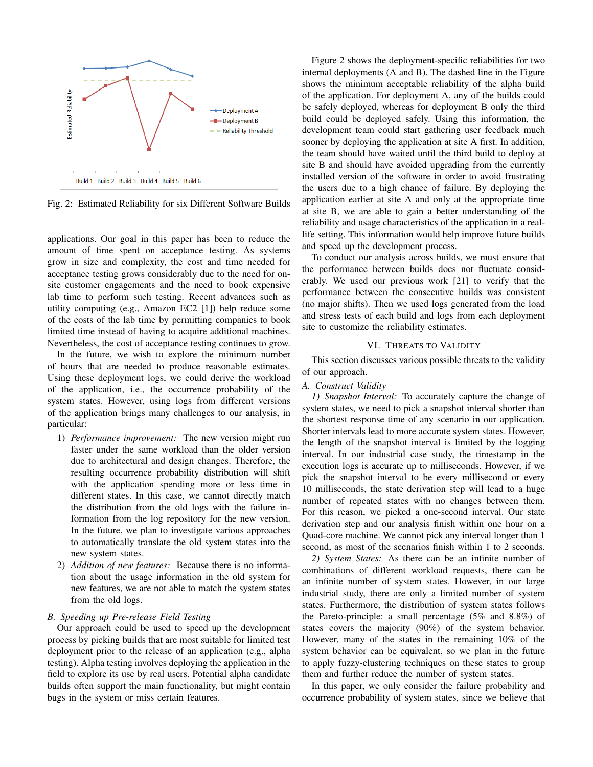Estimated Reliability

Deployment A

Deployment B

Reliability Threshold

Build 1 Build 2 Build 3 Build 4 Build 5 Build 6

Fig. 2: Estimated Reliability for six Different Software Builds

applications. Our goal in this paper has been to reduce the amount of time spent on acceptance testing. As systems grow in size and complexity, the cost and time needed for acceptance testing grows considerably due to the need for on-site customer engagements and the need to book expensive lab time to perform such testing. Recent advances such as utility computing (e.g., Amazon EC2 [1]) help reduce some of the costs of the lab time by permitting companies to book limited time instead of having to acquire additional machines. Nevertheless, the cost of acceptance testing continues to grow.

In the future, we wish to explore the minimum number of hours that are needed to produce reasonable estimates. Using these deployment logs, we could derive the workload of the application, i.e., the occurrence probability of the system states. However, using logs from different versions of the application brings many challenges to our analysis, in particular:

1) *Performance improvement:* The new version might run faster under the same workload than the older version due to architectural and design changes. Therefore, the resulting occurrence probability distribution will shift with the application spending more or less time in different states. In this case, we cannot directly match the distribution from the old logs with the failure information from the log repository for the new version. In the future, we plan to investigate various approaches to automatically translate the old system states into the new system states.
2) *Addition of new features:* Because there is no information about the usage information in the old system for new features, we are not able to match the system states from the old logs.

### *B. Speeding up Pre-release Field Testing*

Our approach could be used to speed up the development process by picking builds that are most suitable for limited test deployment prior to the release of an application (e.g., alpha testing). Alpha testing involves deploying the application in the field to explore its use by real users. Potential alpha candidate builds often support the main functionality, but might contain bugs in the system or miss certain features.

Figure 2 shows the deployment-specific reliabilities for two internal deployments (A and B). The dashed line in the Figure shows the minimum acceptable reliability of the alpha build of the application. For deployment A, any of the builds could be safely deployed, whereas for deployment B only the third build could be deployed safely. Using this information, the development team could start gathering user feedback much sooner by deploying the application at site A first. In addition, the team should have waited until the third build to deploy at site B and should have avoided upgrading from the currently installed version of the software in order to avoid frustrating the users due to a high chance of failure. By deploying the application earlier at site A and only at the appropriate time at site B, we are able to gain a better understanding of the reliability and usage characteristics of the application in a real-life setting. This information would help improve future builds and speed up the development process.

To conduct our analysis across builds, we must ensure that the performance between builds does not fluctuate considerably. We used our previous work [21] to verify that the performance between the consecutive builds was consistent (no major shifts). Then we used logs generated from the load and stress tests of each build and logs from each deployment site to customize the reliability estimates.

## VI. Threats to Validity

This section discusses various possible threats to the validity of our approach.

### *A. Construct Validity*

*1) Snapshot Interval:* To accurately capture the change of system states, we need to pick a snapshot interval shorter than the shortest response time of any scenario in our application. Shorter intervals lead to more accurate system states. However, the length of the snapshot interval is limited by the logging interval. In our industrial case study, the timestamp in the execution logs is accurate up to milliseconds. However, if we pick the snapshot interval to be every millisecond or every 10 milliseconds, the state derivation step will lead to a huge number of repeated states with no changes between them. For this reason, we picked a one-second interval. Our state derivation step and our analysis finish within one hour on a Quad-core machine. We cannot pick any interval longer than 1 second, as most of the scenarios finish within 1 to 2 seconds.

*2) System States:* As there can be an infinite number of combinations of different workload requests, there can be an infinite number of system states. However, in our large industrial study, there are only a limited number of system states. Furthermore, the distribution of system states follows the Pareto-principle: a small percentage (5% and 8.8%) of states covers the majority (90%) of the system behavior. However, many of the states in the remaining 10% of the system behavior can be equivalent, so we plan in the future to apply fuzzy-clustering techniques on these states to group them and further reduce the number of system states.

In this paper, we only consider the failure probability and occurrence probability of system states, since we believe that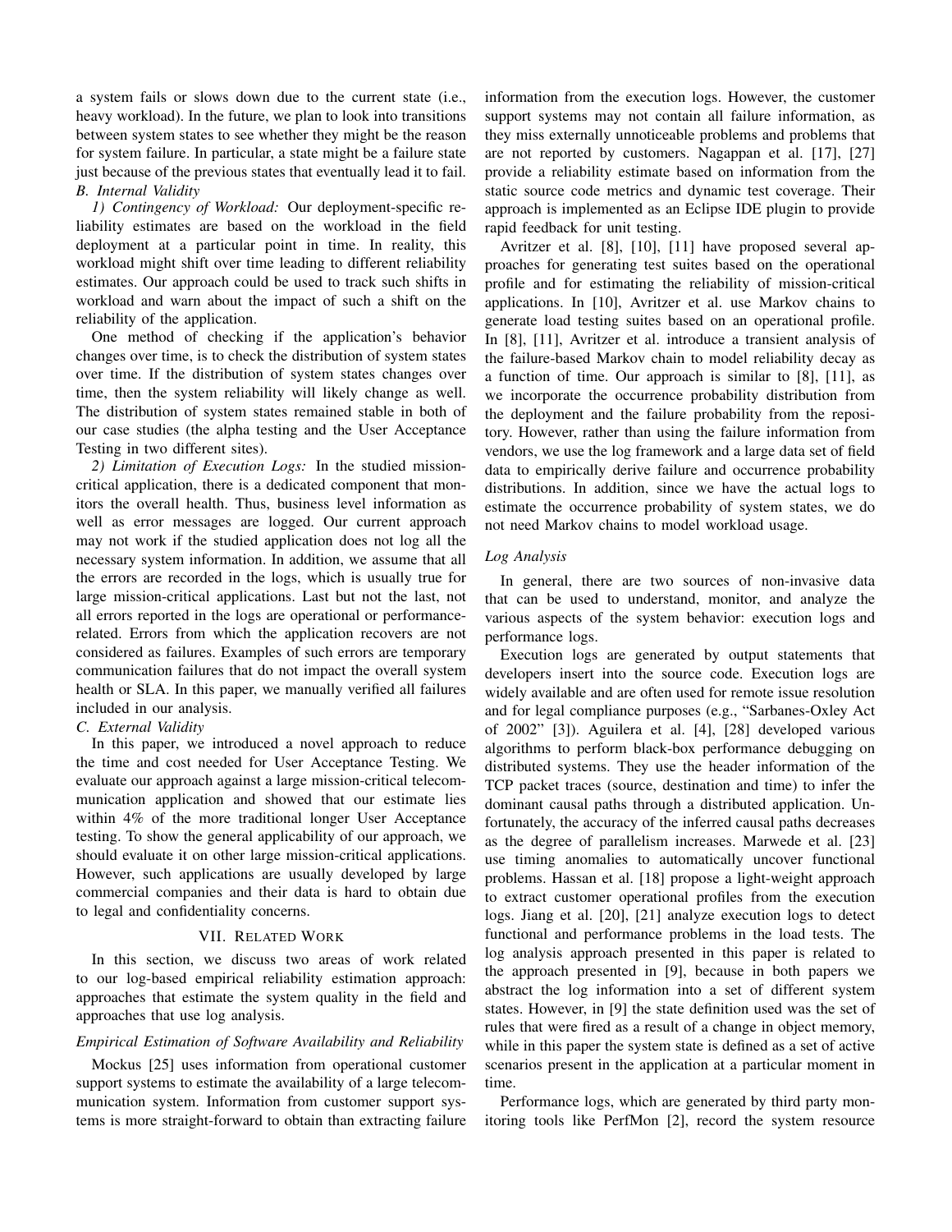a system fails or slows down due to the current state (i.e., heavy workload). In the future, we plan to look into transitions between system states to see whether they might be the reason for system failure. In particular, a state might be a failure state just because of the previous states that eventually lead it to fail.

### B. Internal Validity

*1) Contingency of Workload:* Our deployment-specific reliability estimates are based on the workload in the field deployment at a particular point in time. In reality, this workload might shift over time leading to different reliability estimates. Our approach could be used to track such shifts in workload and warn about the impact of such a shift on the reliability of the application.

One method of checking if the application's behavior changes over time, is to check the distribution of system states over time. If the distribution of system states changes over time, then the system reliability will likely change as well. The distribution of system states remained stable in both of our case studies (the alpha testing and the User Acceptance Testing in two different sites).

*2) Limitation of Execution Logs:* In the studied mission-critical application, there is a dedicated component that monitors the overall health. Thus, business level information as well as error messages are logged. Our current approach may not work if the studied application does not log all the necessary system information. In addition, we assume that all the errors are recorded in the logs, which is usually true for large mission-critical applications. Last but not the last, not all errors reported in the logs are operational or performance-related. Errors from which the application recovers are not considered as failures. Examples of such errors are temporary communication failures that do not impact the overall system health or SLA. In this paper, we manually verified all failures included in our analysis.

### C. External Validity

In this paper, we introduced a novel approach to reduce the time and cost needed for User Acceptance Testing. We evaluate our approach against a large mission-critical telecommunication application and showed that our estimate lies within 4% of the more traditional longer User Acceptance testing. To show the general applicability of our approach, we should evaluate it on other large mission-critical applications. However, such applications are usually developed by large commercial companies and their data is hard to obtain due to legal and confidentiality concerns.

## VII. Related Work

In this section, we discuss two areas of work related to our log-based empirical reliability estimation approach: approaches that estimate the system quality in the field and approaches that use log analysis.

### *Empirical Estimation of Software Availability and Reliability*

Mockus [25] uses information from operational customer support systems to estimate the availability of a large telecommunication system. Information from customer support systems is more straight-forward to obtain than extracting failure information from the execution logs. However, the customer support systems may not contain all failure information, as they miss externally unnoticeable problems and problems that are not reported by customers. Nagappan et al. [17], [27] provide a reliability estimate based on information from the static source code metrics and dynamic test coverage. Their approach is implemented as an Eclipse IDE plugin to provide rapid feedback for unit testing.

Avritzer et al. [8], [10], [11] have proposed several approaches for generating test suites based on the operational profile and for estimating the reliability of mission-critical applications. In [10], Avritzer et al. use Markov chains to generate load testing suites based on an operational profile. In [8], [11], Avritzer et al. introduce a transient analysis of the failure-based Markov chain to model reliability decay as a function of time. Our approach is similar to [8], [11], as we incorporate the occurrence probability distribution from the deployment and the failure probability from the repository. However, rather than using the failure information from vendors, we use the log framework and a large data set of field data to empirically derive failure and occurrence probability distributions. In addition, since we have the actual logs to estimate the occurrence probability of system states, we do not need Markov chains to model workload usage.

### *Log Analysis*

In general, there are two sources of non-invasive data that can be used to understand, monitor, and analyze the various aspects of the system behavior: execution logs and performance logs.

Execution logs are generated by output statements that developers insert into the source code. Execution logs are widely available and are often used for remote issue resolution and for legal compliance purposes (e.g., "Sarbanes-Oxley Act of 2002" [3]). Aguilera et al. [4], [28] developed various algorithms to perform black-box performance debugging on distributed systems. They use the header information of the TCP packet traces (source, destination and time) to infer the dominant causal paths through a distributed application. Unfortunately, the accuracy of the inferred causal paths decreases as the degree of parallelism increases. Marwede et al. [23] use timing anomalies to automatically uncover functional problems. Hassan et al. [18] propose a light-weight approach to extract customer operational profiles from the execution logs. Jiang et al. [20], [21] analyze execution logs to detect functional and performance problems in the load tests. The log analysis approach presented in this paper is related to the approach presented in [9], because in both papers we abstract the log information into a set of different system states. However, in [9] the state definition used was the set of rules that were fired as a result of a change in object memory, while in this paper the system state is defined as a set of active scenarios present in the application at a particular moment in time.

Performance logs, which are generated by third party monitoring tools like PerfMon [2], record the system resource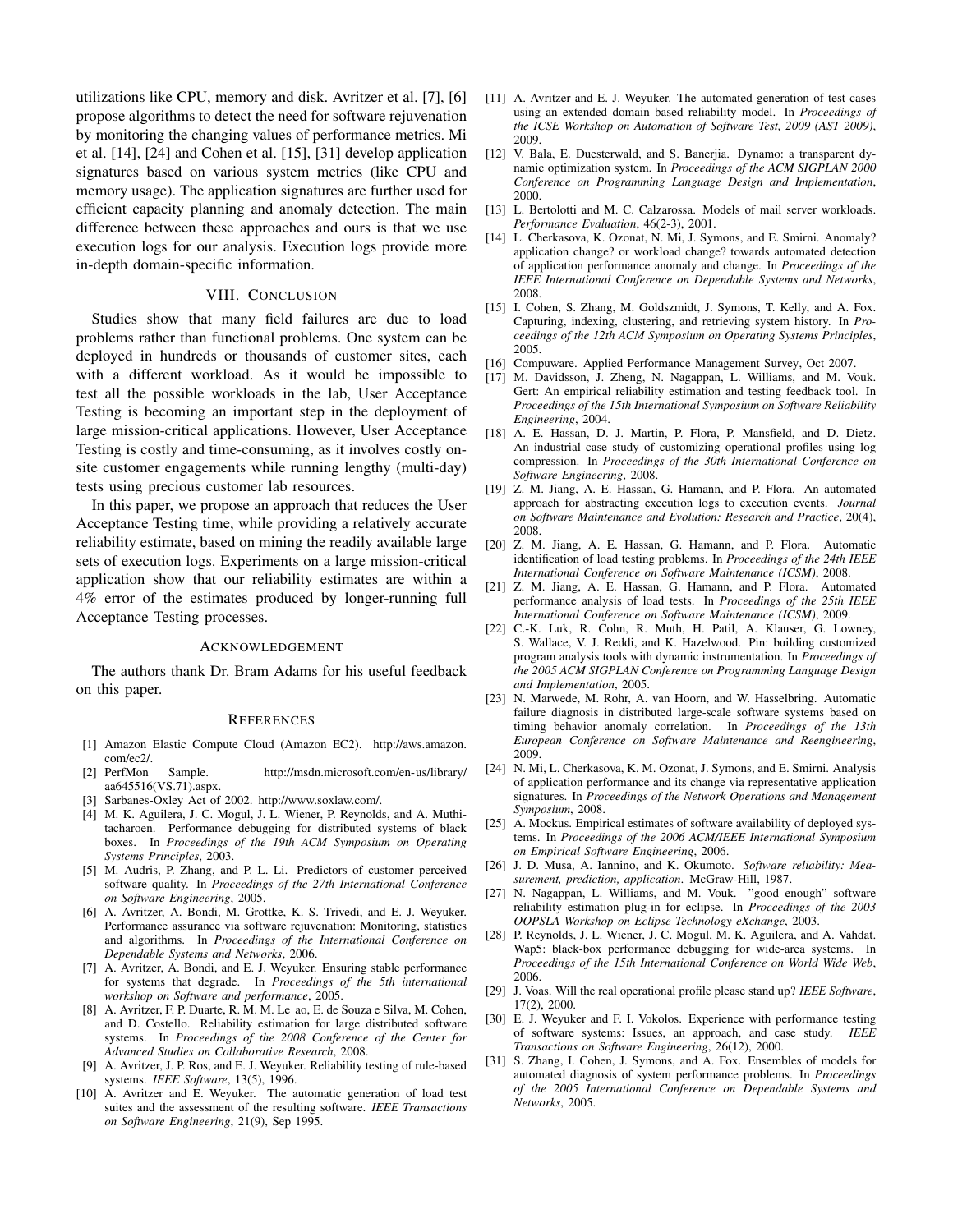utilizations like CPU, memory and disk. Avritzer et al. [7], [6] propose algorithms to detect the need for software rejuvenation by monitoring the changing values of performance metrics. Mi et al. [14], [24] and Cohen et al. [15], [31] develop application signatures based on various system metrics (like CPU and memory usage). The application signatures are further used for efficient capacity planning and anomaly detection. The main difference between these approaches and ours is that we use execution logs for our analysis. Execution logs provide more in-depth domain-specific information.

## VIII. Conclusion

Studies show that many field failures are due to load problems rather than functional problems. One system can be deployed in hundreds or thousands of customer sites, each with a different workload. As it would be impossible to test all the possible workloads in the lab, User Acceptance Testing is becoming an important step in the deployment of large mission-critical applications. However, User Acceptance Testing is costly and time-consuming, as it involves costly on-site customer engagements while running lengthy (multi-day) tests using precious customer lab resources.

In this paper, we propose an approach that reduces the User Acceptance Testing time, while providing a relatively accurate reliability estimate, based on mining the readily available large sets of execution logs. Experiments on a large mission-critical application show that our reliability estimates are within a 4% error of the estimates produced by longer-running full Acceptance Testing processes.

## Acknowledgement

The authors thank Dr. Bram Adams for his useful feedback on this paper.

## References

[1] Amazon Elastic Compute Cloud (Amazon EC2). http://aws.amazon.com/ec2/.

[2] PerfMon Sample. http://msdn.microsoft.com/en-us/library/aa645516(VS.71).aspx.

[3] Sarbanes-Oxley Act of 2002. http://www.soxlaw.com/.

[4] M. K. Aguilera, J. C. Mogul, J. L. Wiener, P. Reynolds, and A. Muthitacharoen. Performance debugging for distributed systems of black boxes. In *Proceedings of the 19th ACM Symposium on Operating Systems Principles*, 2003.

[5] M. Audris, P. Zhang, and P. L. Li. Predictors of customer perceived software quality. In *Proceedings of the 27th International Conference on Software Engineering*, 2005.

[6] A. Avritzer, A. Bondi, M. Grottke, K. S. Trivedi, and E. J. Weyuker. Performance assurance via software rejuvenation: Monitoring, statistics and algorithms. In *Proceedings of the International Conference on Dependable Systems and Networks*, 2006.

[7] A. Avritzer, A. Bondi, and E. J. Weyuker. Ensuring stable performance for systems that degrade. In *Proceedings of the 5th international workshop on Software and performance*, 2005.

[8] A. Avritzer, F. P. Duarte, R. M. M. Le ao, E. de Souza e Silva, M. Cohen, and D. Costello. Reliability estimation for large distributed software systems. In *Proceedings of the 2008 Conference of the Center for Advanced Studies on Collaborative Research*, 2008.

[9] A. Avritzer, J. P. Ros, and E. J. Weyuker. Reliability testing of rule-based systems. *IEEE Software*, 13(5), 1996.

[10] A. Avritzer and E. Weyuker. The automatic generation of load test suites and the assessment of the resulting software. *IEEE Transactions on Software Engineering*, 21(9), Sep 1995.

[11] A. Avritzer and E. J. Weyuker. The automated generation of test cases using an extended domain based reliability model. In *Proceedings of the ICSE Workshop on Automation of Software Test, 2009 (AST 2009)*, 2009.

[12] V. Bala, E. Duesterwald, and S. Banerjia. Dynamo: a transparent dynamic optimization system. In *Proceedings of the ACM SIGPLAN 2000 Conference on Programming Language Design and Implementation*, 2000.

[13] L. Bertolotti and M. C. Calzarossa. Models of mail server workloads. *Performance Evaluation*, 46(2-3), 2001.

[14] L. Cherkasova, K. Ozonat, N. Mi, J. Symons, and E. Smirni. Anomaly? application change? or workload change? towards automated detection of application performance anomaly and change. In *Proceedings of the IEEE International Conference on Dependable Systems and Networks*, 2008.

[15] I. Cohen, S. Zhang, M. Goldszmidt, J. Symons, T. Kelly, and A. Fox. Capturing, indexing, clustering, and retrieving system history. In *Proceedings of the 12th ACM Symposium on Operating Systems Principles*, 2005.

[16] Compuware. Applied Performance Management Survey, Oct 2007.

[17] M. Davidsson, J. Zheng, N. Nagappan, L. Williams, and M. Vouk. Gert: An empirical reliability estimation and testing feedback tool. In *Proceedings of the 15th International Symposium on Software Reliability Engineering*, 2004.

[18] A. E. Hassan, D. J. Martin, P. Flora, P. Mansfield, and D. Dietz. An industrial case study of customizing operational profiles using log compression. In *Proceedings of the 30th International Conference on Software Engineering*, 2008.

[19] Z. M. Jiang, A. E. Hassan, G. Hamann, and P. Flora. An automated approach for abstracting execution logs to execution events. *Journal on Software Maintenance and Evolution: Research and Practice*, 20(4), 2008.

[20] Z. M. Jiang, A. E. Hassan, G. Hamann, and P. Flora. Automatic identification of load testing problems. In *Proceedings of the 24th IEEE International Conference on Software Maintenance (ICSM)*, 2008.

[21] Z. M. Jiang, A. E. Hassan, G. Hamann, and P. Flora. Automated performance analysis of load tests. In *Proceedings of the 25th IEEE International Conference on Software Maintenance (ICSM)*, 2009.

[22] C.-K. Luk, R. Cohn, R. Muth, H. Patil, A. Klauser, G. Lowney, S. Wallace, V. J. Reddi, and K. Hazelwood. Pin: building customized program analysis tools with dynamic instrumentation. In *Proceedings of the 2005 ACM SIGPLAN Conference on Programming Language Design and Implementation*, 2005.

[23] N. Marwede, M. Rohr, A. van Hoorn, and W. Hasselbring. Automatic failure diagnosis in distributed large-scale software systems based on timing behavior anomaly correlation. In *Proceedings of the 13th European Conference on Software Maintenance and Reengineering*, 2009.

[24] N. Mi, L. Cherkasova, K. M. Ozonat, J. Symons, and E. Smirni. Analysis of application performance and its change via representative application signatures. In *Proceedings of the Network Operations and Management Symposium*, 2008.

[25] A. Mockus. Empirical estimates of software availability of deployed systems. In *Proceedings of the 2006 ACM/IEEE International Symposium on Empirical Software Engineering*, 2006.

[26] J. D. Musa, A. Iannino, and K. Okumoto. *Software reliability: Measurement, prediction, application*. McGraw-Hill, 1987.

[27] N. Nagappan, L. Williams, and M. Vouk. "good enough" software reliability estimation plug-in for eclipse. In *Proceedings of the 2003 OOPSLA Workshop on Eclipse Technology eXchange*, 2003.

[28] P. Reynolds, J. L. Wiener, J. C. Mogul, M. K. Aguilera, and A. Vahdat. Wap5: black-box performance debugging for wide-area systems. In *Proceedings of the 15th International Conference on World Wide Web*, 2006.

[29] J. Voas. Will the real operational profile please stand up? *IEEE Software*, 17(2), 2000.

[30] E. J. Weyuker and F. I. Vokolos. Experience with performance testing of software systems: Issues, an approach, and case study. *IEEE Transactions on Software Engineering*, 26(12), 2000.

[31] S. Zhang, I. Cohen, J. Symons, and A. Fox. Ensembles of models for automated diagnosis of system performance problems. In *Proceedings of the 2005 International Conference on Dependable Systems and Networks*, 2005.